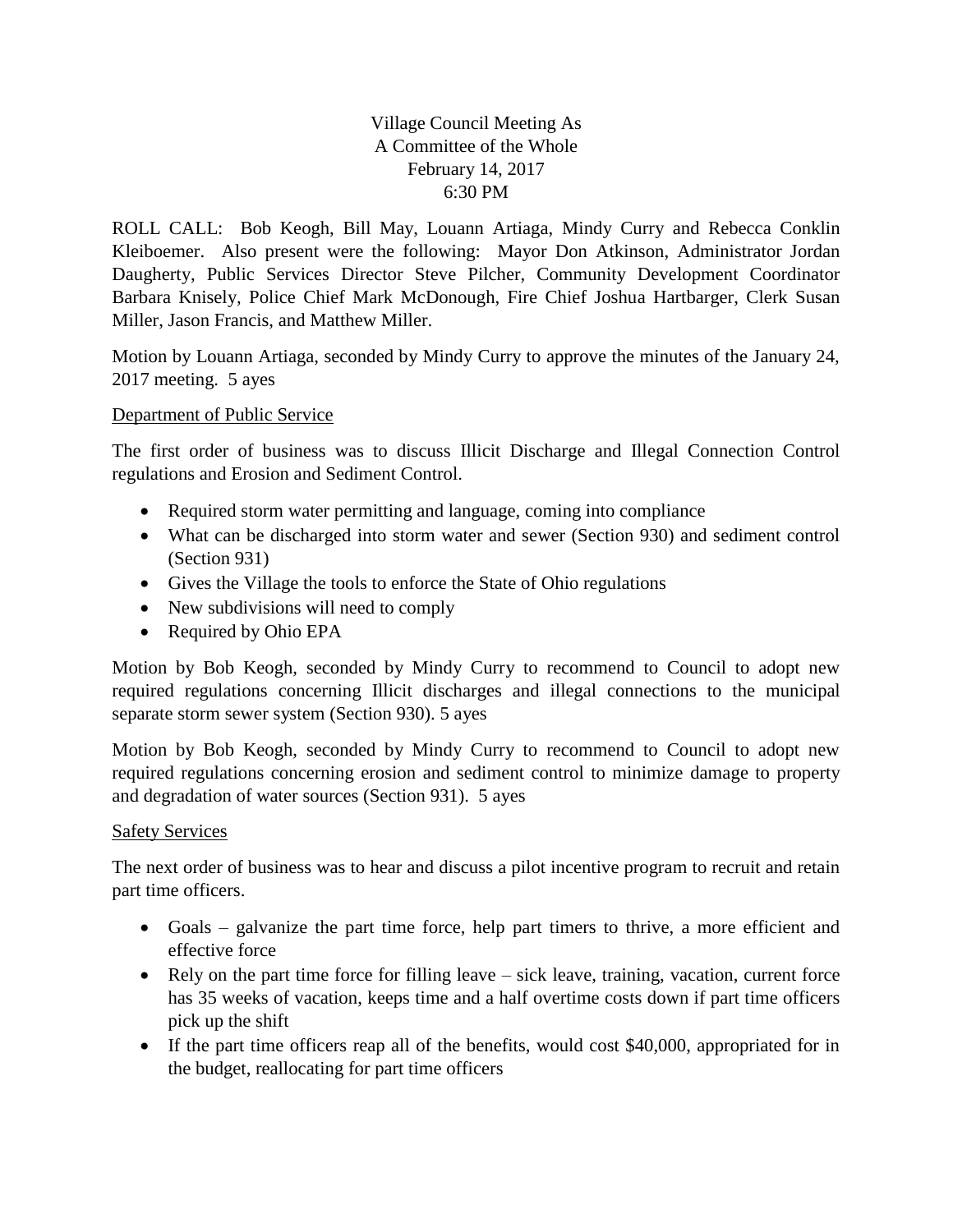# Village Council Meeting As
# A Committee of the Whole
# February 14, 2017
# 6:30 PM

ROLL CALL: Bob Keogh, Bill May, Louann Artiaga, Mindy Curry and Rebecca Conklin Kleiboemer. Also present were the following: Mayor Don Atkinson, Administrator Jordan Daugherty, Public Services Director Steve Pilcher, Community Development Coordinator Barbara Knisely, Police Chief Mark McDonough, Fire Chief Joshua Hartbarger, Clerk Susan Miller, Jason Francis, and Matthew Miller.

Motion by Louann Artiaga, seconded by Mindy Curry to approve the minutes of the January 24, 2017 meeting. 5 ayes

<u>Department of Public Service</u>

The first order of business was to discuss Illicit Discharge and Illegal Connection Control regulations and Erosion and Sediment Control.

- Required storm water permitting and language, coming into compliance
- What can be discharged into storm water and sewer (Section 930) and sediment control (Section 931)
- Gives the Village the tools to enforce the State of Ohio regulations
- New subdivisions will need to comply
- Required by Ohio EPA

Motion by Bob Keogh, seconded by Mindy Curry to recommend to Council to adopt new required regulations concerning Illicit discharges and illegal connections to the municipal separate storm sewer system (Section 930). 5 ayes

Motion by Bob Keogh, seconded by Mindy Curry to recommend to Council to adopt new required regulations concerning erosion and sediment control to minimize damage to property and degradation of water sources (Section 931). 5 ayes

<u>Safety Services</u>

The next order of business was to hear and discuss a pilot incentive program to recruit and retain part time officers.

- Goals – galvanize the part time force, help part timers to thrive, a more efficient and effective force
- Rely on the part time force for filling leave – sick leave, training, vacation, current force has 35 weeks of vacation, keeps time and a half overtime costs down if part time officers pick up the shift
- If the part time officers reap all of the benefits, would cost $40,000, appropriated for in the budget, reallocating for part time officers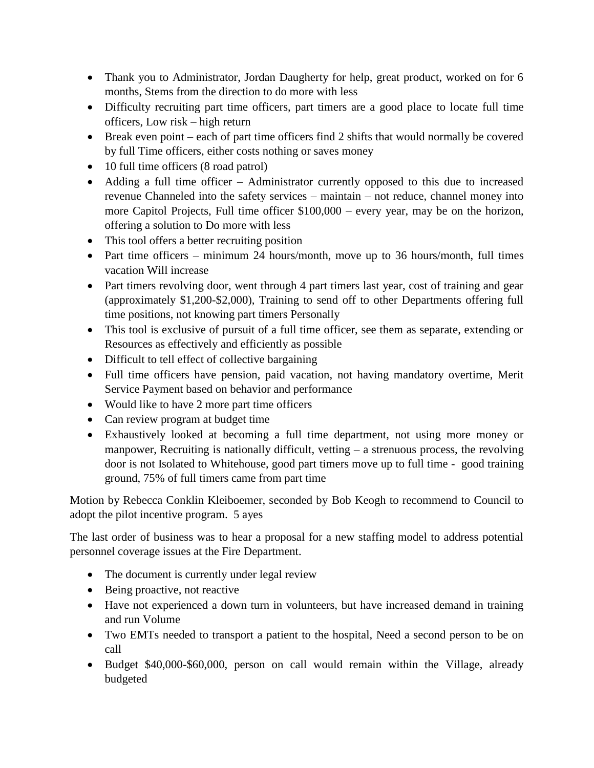- Thank you to Administrator, Jordan Daugherty for help, great product, worked on for 6 months, Stems from the direction to do more with less
- Difficulty recruiting part time officers, part timers are a good place to locate full time officers, Low risk – high return
- Break even point – each of part time officers find 2 shifts that would normally be covered by full Time officers, either costs nothing or saves money
- 10 full time officers (8 road patrol)
- Adding a full time officer – Administrator currently opposed to this due to increased revenue Channeled into the safety services – maintain – not reduce, channel money into more Capitol Projects, Full time officer $100,000 – every year, may be on the horizon, offering a solution to Do more with less
- This tool offers a better recruiting position
- Part time officers – minimum 24 hours/month, move up to 36 hours/month, full times vacation Will increase
- Part timers revolving door, went through 4 part timers last year, cost of training and gear (approximately $1,200-$2,000), Training to send off to other Departments offering full time positions, not knowing part timers Personally
- This tool is exclusive of pursuit of a full time officer, see them as separate, extending or Resources as effectively and efficiently as possible
- Difficult to tell effect of collective bargaining
- Full time officers have pension, paid vacation, not having mandatory overtime, Merit Service Payment based on behavior and performance
- Would like to have 2 more part time officers
- Can review program at budget time
- Exhaustively looked at becoming a full time department, not using more money or manpower, Recruiting is nationally difficult, vetting – a strenuous process, the revolving door is not Isolated to Whitehouse, good part timers move up to full time - good training ground, 75% of full timers came from part time

Motion by Rebecca Conklin Kleiboemer, seconded by Bob Keogh to recommend to Council to adopt the pilot incentive program. 5 ayes

The last order of business was to hear a proposal for a new staffing model to address potential personnel coverage issues at the Fire Department.

- The document is currently under legal review
- Being proactive, not reactive
- Have not experienced a down turn in volunteers, but have increased demand in training and run Volume
- Two EMTs needed to transport a patient to the hospital, Need a second person to be on call
- Budget $40,000-$60,000, person on call would remain within the Village, already budgeted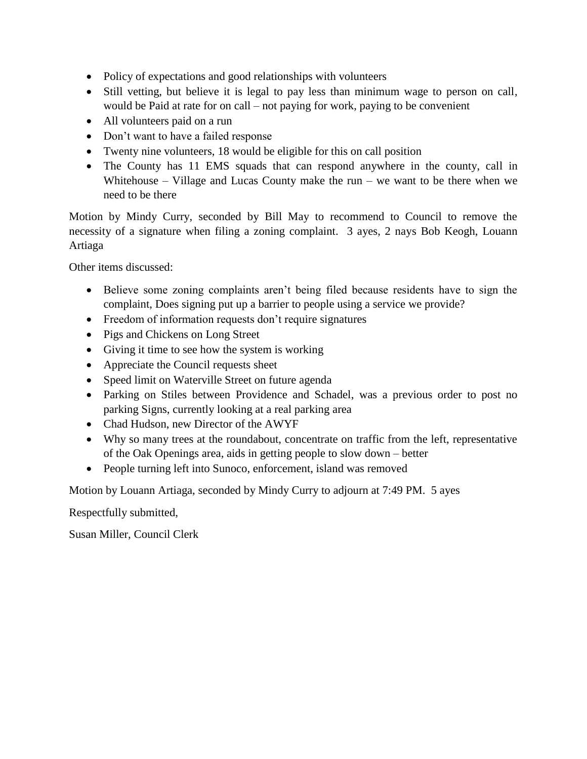- Policy of expectations and good relationships with volunteers
- Still vetting, but believe it is legal to pay less than minimum wage to person on call, would be Paid at rate for on call – not paying for work, paying to be convenient
- All volunteers paid on a run
- Don't want to have a failed response
- Twenty nine volunteers, 18 would be eligible for this on call position
- The County has 11 EMS squads that can respond anywhere in the county, call in Whitehouse – Village and Lucas County make the run – we want to be there when we need to be there

Motion by Mindy Curry, seconded by Bill May to recommend to Council to remove the necessity of a signature when filing a zoning complaint. 3 ayes, 2 nays Bob Keogh, Louann Artiaga

Other items discussed:

- Believe some zoning complaints aren't being filed because residents have to sign the complaint, Does signing put up a barrier to people using a service we provide?
- Freedom of information requests don't require signatures
- Pigs and Chickens on Long Street
- Giving it time to see how the system is working
- Appreciate the Council requests sheet
- Speed limit on Waterville Street on future agenda
- Parking on Stiles between Providence and Schadel, was a previous order to post no parking Signs, currently looking at a real parking area
- Chad Hudson, new Director of the AWYF
- Why so many trees at the roundabout, concentrate on traffic from the left, representative of the Oak Openings area, aids in getting people to slow down – better
- People turning left into Sunoco, enforcement, island was removed

Motion by Louann Artiaga, seconded by Mindy Curry to adjourn at 7:49 PM. 5 ayes

Respectfully submitted,

Susan Miller, Council Clerk